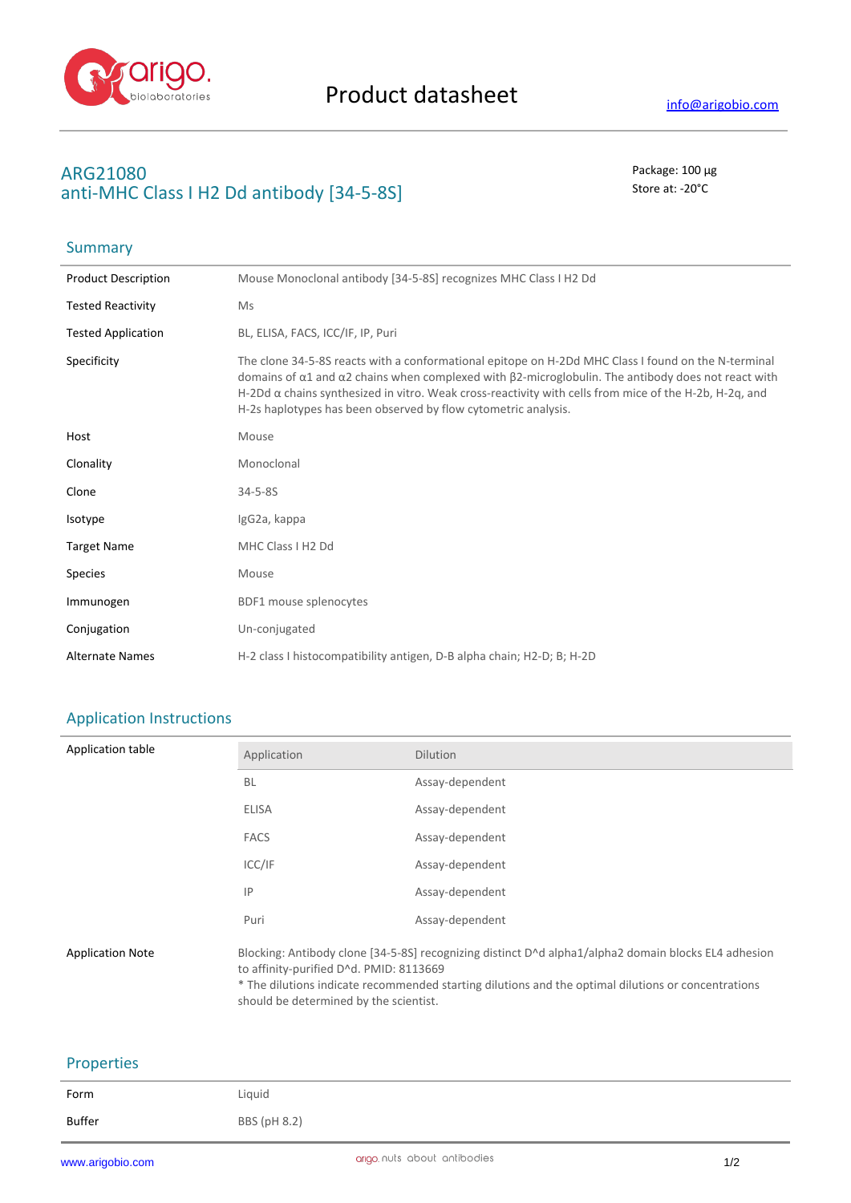# Product datasheet

info@arigobio.com

## ARG21080
## anti-MHC Class I H2 Dd antibody [34-5-8S]

Package: 100 μg
Store at: -20°C

### Summary

| | |
|---|---|
| Product Description | Mouse Monoclonal antibody [34-5-8S] recognizes MHC Class I H2 Dd |
| Tested Reactivity | Ms |
| Tested Application | BL, ELISA, FACS, ICC/IF, IP, Puri |
| Specificity | The clone 34-5-8S reacts with a conformational epitope on H-2Dd MHC Class I found on the N-terminal domains of α1 and α2 chains when complexed with β2-microglobulin. The antibody does not react with H-2Dd α chains synthesized in vitro. Weak cross-reactivity with cells from mice of the H-2b, H-2q, and H-2s haplotypes has been observed by flow cytometric analysis. |
| Host | Mouse |
| Clonality | Monoclonal |
| Clone | 34-5-8S |
| Isotype | IgG2a, kappa |
| Target Name | MHC Class I H2 Dd |
| Species | Mouse |
| Immunogen | BDF1 mouse splenocytes |
| Conjugation | Un-conjugated |
| Alternate Names | H-2 class I histocompatibility antigen, D-B alpha chain; H2-D; B; H-2D |

### Application Instructions

Application table

| Application | Dilution |
|---|---|
| BL | Assay-dependent |
| ELISA | Assay-dependent |
| FACS | Assay-dependent |
| ICC/IF | Assay-dependent |
| IP | Assay-dependent |
| Puri | Assay-dependent |

Application Note

Blocking: Antibody clone [34-5-8S] recognizing distinct D^d alpha1/alpha2 domain blocks EL4 adhesion to affinity-purified D^d. PMID: 8113669
* The dilutions indicate recommended starting dilutions and the optimal dilutions or concentrations should be determined by the scientist.

### Properties

| | |
|---|---|
| Form | Liquid |
| Buffer | BBS (pH 8.2) |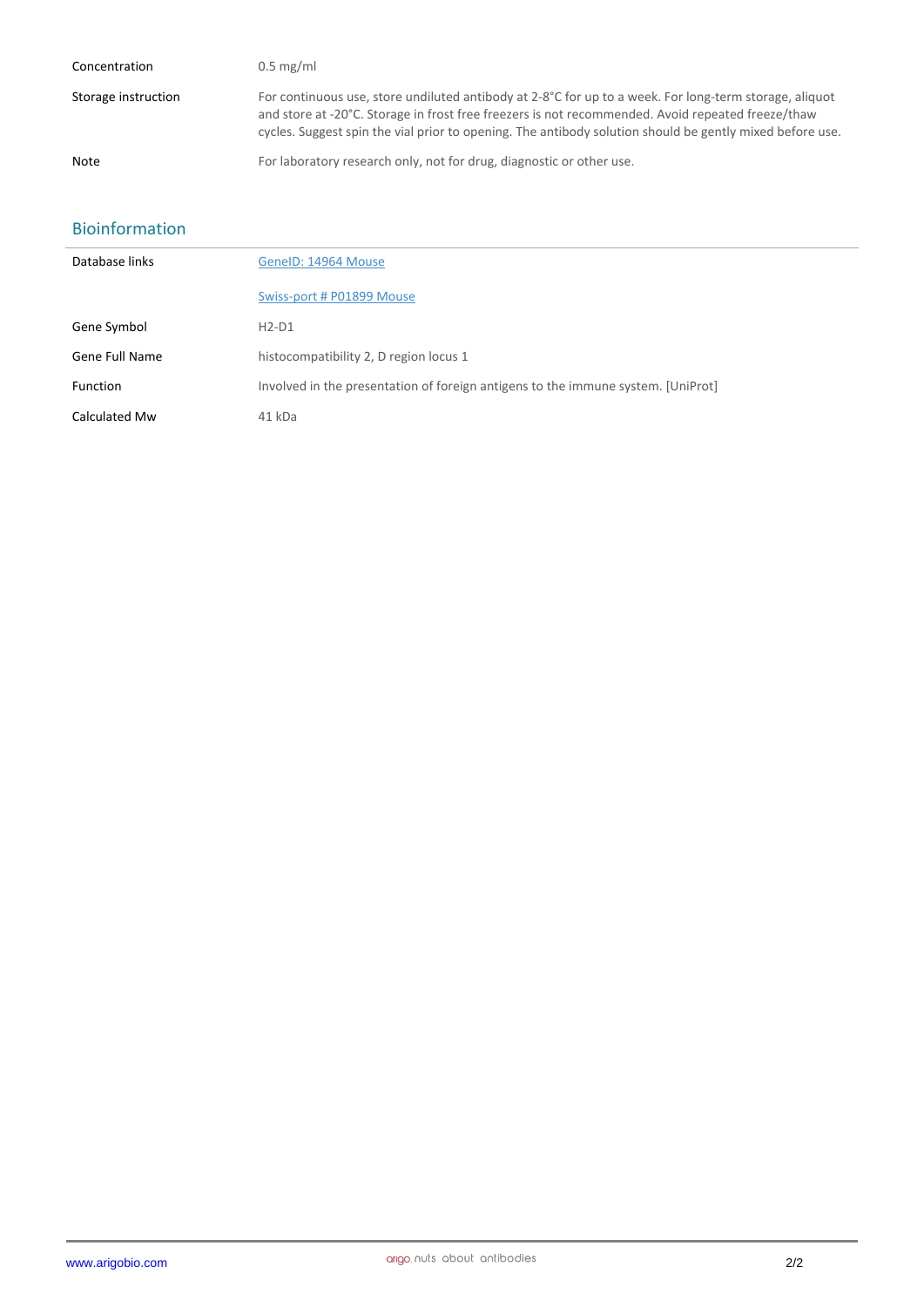| | |
|---|---|
| Concentration | 0.5 mg/ml |
| Storage instruction | For continuous use, store undiluted antibody at 2-8°C for up to a week. For long-term storage, aliquot and store at -20°C. Storage in frost free freezers is not recommended. Avoid repeated freeze/thaw cycles. Suggest spin the vial prior to opening. The antibody solution should be gently mixed before use. |
| Note | For laboratory research only, not for drug, diagnostic or other use. |

## Bioinformation

| | |
|---|---|
| Database links | GeneID: 14964 Mouse |
| | Swiss-port # P01899 Mouse |
| Gene Symbol | H2-D1 |
| Gene Full Name | histocompatibility 2, D region locus 1 |
| Function | Involved in the presentation of foreign antigens to the immune system. [UniProt] |
| Calculated Mw | 41 kDa |